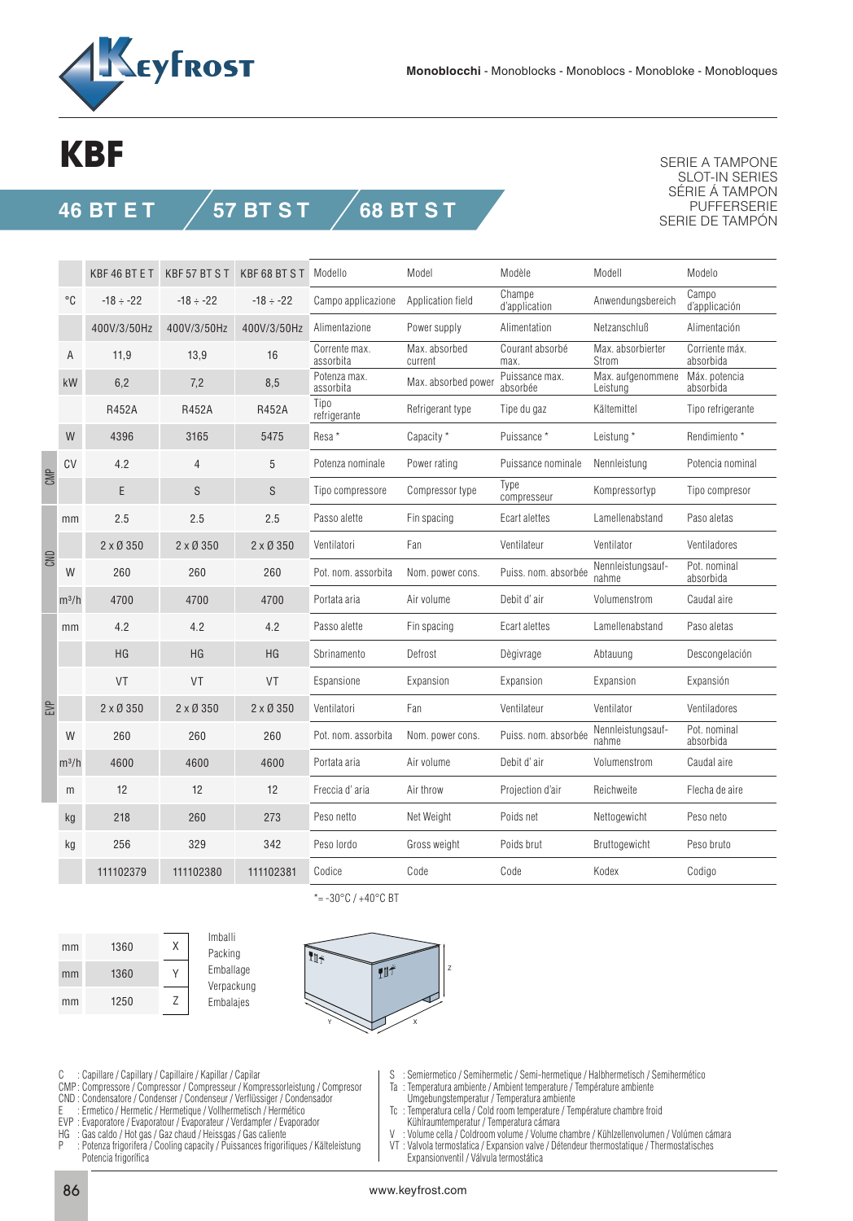Monoblocchi - Monoblocks - Monoblocs - Monobloke - Monobloques

# KBF

## 46 BT E T / 57 BT S T / 68 BT S T

SERIE A TAMPONE
SLOT-IN SERIES
SÉRIE Á TAMPON
PUFFERSERIE
SERIE DE TAMPÓN

| | | KBF 46 BT E T | KBF 57 BT S T | KBF 68 BT S T | Modello | Model | Modèle | Modell | Modelo |
|---|---|---|---|---|---|---|---|---|---|
| | °C | -18 ÷ -22 | -18 ÷ -22 | -18 ÷ -22 | Campo applicazione | Application field | Champe d'application | Anwendungsbereich | Campo d'applicación |
| | | 400V/3/50Hz | 400V/3/50Hz | 400V/3/50Hz | Alimentazione | Power supply | Alimentation | Netzanschluß | Alimentación |
| | A | 11,9 | 13,9 | 16 | Corrente max. assorbita | Max. absorbed current | Courant absorbé max. | Max. absorbierter Strom | Corriente máx. absorbida |
| | kW | 6,2 | 7,2 | 8,5 | Potenza max. assorbita | Max. absorbed power | Puissance max. absorbée | Max. aufgenommene Leistung | Máx. potencia absorbida |
| | | R452A | R452A | R452A | Tipo refrigerante | Refrigerant type | Tipe du gaz | Kältemittel | Tipo refrigerante |
| | W | 4396 | 3165 | 5475 | Resa * | Capacity * | Puissance * | Leistung * | Rendimiento * |
| CMP | CV | 4.2 | 4 | 5 | Potenza nominale | Power rating | Puissance nominale | Nennleistung | Potencia nominal |
| CMP | | E | S | S | Tipo compressore | Compressor type | Type compresseur | Kompressortyp | Tipo compresor |
| CND | mm | 2.5 | 2.5 | 2.5 | Passo alette | Fin spacing | Ecart alettes | Lamellenabstand | Paso aletas |
| CND | | 2 x Ø 350 | 2 x Ø 350 | 2 x Ø 350 | Ventilatori | Fan | Ventilateur | Ventilator | Ventiladores |
| CND | W | 260 | 260 | 260 | Pot. nom. assorbita | Nom. power cons. | Puiss. nom. absorbée | Nennleistungsaufnahme | Pot. nominal absorbida |
| CND | m³/h | 4700 | 4700 | 4700 | Portata aria | Air volume | Debit d' air | Volumenstrom | Caudal aire |
| EVP | mm | 4.2 | 4.2 | 4.2 | Passo alette | Fin spacing | Ecart alettes | Lamellenabstand | Paso aletas |
| EVP | | HG | HG | HG | Sbrinamento | Defrost | Dègivrage | Abtauung | Descongelación |
| EVP | | VT | VT | VT | Espansione | Expansion | Expansion | Expansion | Expansión |
| EVP | | 2 x Ø 350 | 2 x Ø 350 | 2 x Ø 350 | Ventilatori | Fan | Ventilateur | Ventilator | Ventiladores |
| EVP | W | 260 | 260 | 260 | Pot. nom. assorbita | Nom. power cons. | Puiss. nom. absorbée | Nennleistungsaufnahme | Pot. nominal absorbida |
| EVP | m³/h | 4600 | 4600 | 4600 | Portata aria | Air volume | Debit d' air | Volumenstrom | Caudal aire |
| EVP | m | 12 | 12 | 12 | Freccia d' aria | Air throw | Projection d'air | Reichweite | Flecha de aire |
| | kg | 218 | 260 | 273 | Peso netto | Net Weight | Poids net | Nettogewicht | Peso neto |
| | kg | 256 | 329 | 342 | Peso lordo | Gross weight | Poids brut | Bruttogewicht | Peso bruto |
| | | 111102379 | 111102380 | 111102381 | Codice | Code | Code | Kodex | Codigo |

*= -30°C / +40°C BT

| | | | |
|---|---|---|---|
| mm | 1360 | X | Imballi / Packing / Emballage / Verpackung / Embalajes |
| mm | 1360 | Y | |
| mm | 1250 | Z | |

C : Capillare / Capillary / Capillaire / Kapillar / Capilar
CMP: Compressore / Compressor / Compresseur / Kompressorleistung / Compresor
CND : Condensatore / Condenser / Condenseur / Verflüssiger / Condensador
E : Ermetico / Hermetic / Hermetique / Vollhermetisch / Hermético
EVP : Evaporatore / Evaporatour / Evaporateur / Verdampfer / Evaporador
HG : Gas caldo / Hot gas / Gaz chaud / Heissgas / Gas caliente
P : Potenza frigorifera / Cooling capacity / Puissances frigorifiques / Kälteleistung Potencia frigorífica

S : Semiermetico / Semihermetic / Semi-hermetique / Halbhermetisch / Semihermético
Ta : Temperatura ambiente / Ambient temperature / Température ambiente Umgebungstemperatur / Temperatura ambiente
Tc : Temperatura cella / Cold room temperature / Température chambre froid Kühlraumtemperatur / Temperatura cámara
V : Volume cella / Coldroom volume / Volume chambre / Kühlzellenvolumen / Volúmen cámara
VT : Valvola termostatica / Expansion valve / Détendeur thermostatique / Thermostatisches Expansionventil / Válvula termostática

www.keyfrost.com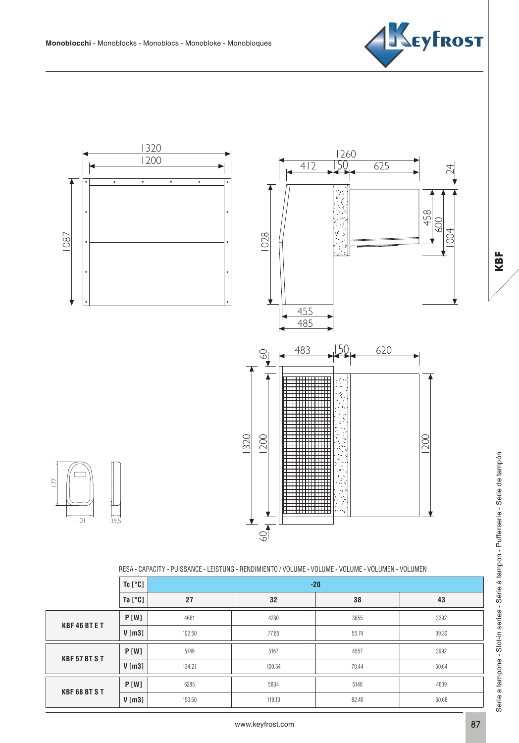Monobloc­chi - Monoblocks - Monoblocs - Monobloke - Monobloques

1320
1200
1087
1260
412
150
625
24
1028
458
600
1004
455
485
60
483
150
620
1320
1200
1200
60
177
101
39,5

RESA - CAPACITY - PUISSANCE - LEISTUNG - RENDIMIENTO / VOLUME - VOLUME - VOLUME - VOLUMEN - VOLUMEN

| | Tc [°C] | -20 | | | |
|---|---|---|---|---|---|
| | Ta [°C] | 27 | 32 | 38 | 43 |
| KBF 46 BT E T | P [W] | 4681 | 4280 | 3855 | 3392 |
| | V [m3] | 102.50 | 77.85 | 55.74 | 39.30 |
| KBF 57 BT S T | P [W] | 5749 | 5167 | 4557 | 3992 |
| | V [m3] | 134.21 | 100.54 | 70.44 | 50.64 |
| KBF 68 BT S T | P [W] | 6285 | 5834 | 5146 | 4609 |
| | V [m3] | 150.60 | 119.10 | 82.40 | 60.68 |

www.keyfrost.com